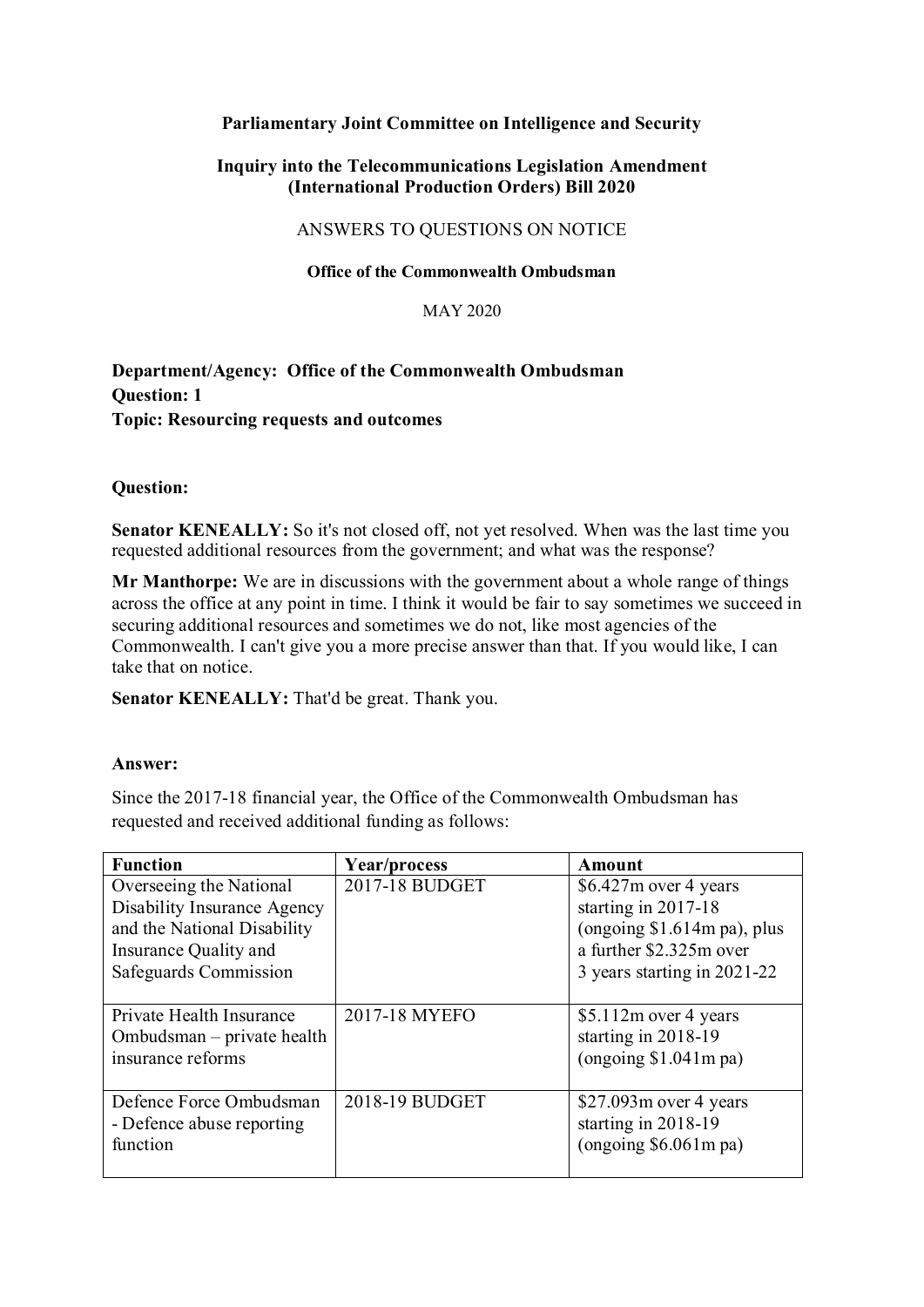**Parliamentary Joint Committee on Intelligence and Security**

**Inquiry into the Telecommunications Legislation Amendment (International Production Orders) Bill 2020**

ANSWERS TO QUESTIONS ON NOTICE

**Office of the Commonwealth Ombudsman**

MAY 2020

**Department/Agency: Office of the Commonwealth Ombudsman**
**Question: 1**
**Topic: Resourcing requests and outcomes**

**Question:**

**Senator KENEALLY:** So it's not closed off, not yet resolved. When was the last time you requested additional resources from the government; and what was the response?

**Mr Manthorpe:** We are in discussions with the government about a whole range of things across the office at any point in time. I think it would be fair to say sometimes we succeed in securing additional resources and sometimes we do not, like most agencies of the Commonwealth. I can't give you a more precise answer than that. If you would like, I can take that on notice.

**Senator KENEALLY:** That'd be great. Thank you.

**Answer:**

Since the 2017-18 financial year, the Office of the Commonwealth Ombudsman has requested and received additional funding as follows:

| Function | Year/process | Amount |
| --- | --- | --- |
| Overseeing the National Disability Insurance Agency and the National Disability Insurance Quality and Safeguards Commission | 2017-18 BUDGET | $6.427m over 4 years starting in 2017-18 (ongoing $1.614m pa), plus a further $2.325m over 3 years starting in 2021-22 |
| Private Health Insurance Ombudsman – private health insurance reforms | 2017-18 MYEFO | $5.112m over 4 years starting in 2018-19 (ongoing $1.041m pa) |
| Defence Force Ombudsman - Defence abuse reporting function | 2018-19 BUDGET | $27.093m over 4 years starting in 2018-19 (ongoing $6.061m pa) |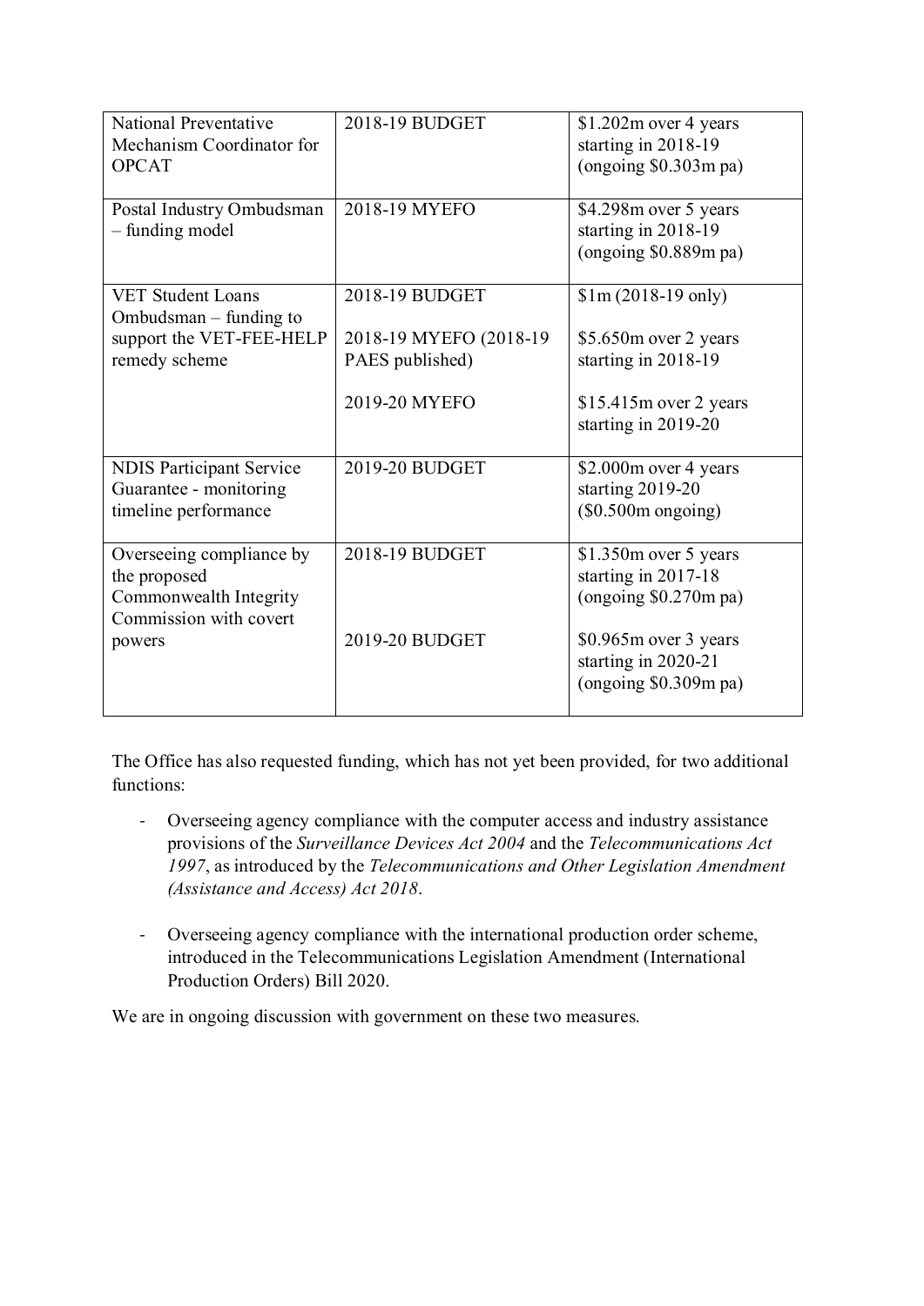| | | |
|---|---|---|
| National Preventative Mechanism Coordinator for OPCAT | 2018-19 BUDGET | $1.202m over 4 years starting in 2018-19 (ongoing $0.303m pa) |
| Postal Industry Ombudsman – funding model | 2018-19 MYEFO | $4.298m over 5 years starting in 2018-19 (ongoing $0.889m pa) |
| VET Student Loans Ombudsman – funding to support the VET-FEE-HELP remedy scheme | 2018-19 BUDGET<br><br>2018-19 MYEFO (2018-19 PAES published)<br><br>2019-20 MYEFO | $1m (2018-19 only)<br><br>$5.650m over 2 years starting in 2018-19<br><br>$15.415m over 2 years starting in 2019-20 |
| NDIS Participant Service Guarantee - monitoring timeline performance | 2019-20 BUDGET | $2.000m over 4 years starting 2019-20 ($0.500m ongoing) |
| Overseeing compliance by the proposed Commonwealth Integrity Commission with covert powers | 2018-19 BUDGET<br><br>2019-20 BUDGET | $1.350m over 5 years starting in 2017-18 (ongoing $0.270m pa)<br><br>$0.965m over 3 years starting in 2020-21 (ongoing $0.309m pa) |

The Office has also requested funding, which has not yet been provided, for two additional functions:

- Overseeing agency compliance with the computer access and industry assistance provisions of the *Surveillance Devices Act 2004* and the *Telecommunications Act 1997*, as introduced by the *Telecommunications and Other Legislation Amendment (Assistance and Access) Act 2018*.

- Overseeing agency compliance with the international production order scheme, introduced in the Telecommunications Legislation Amendment (International Production Orders) Bill 2020.

We are in ongoing discussion with government on these two measures.